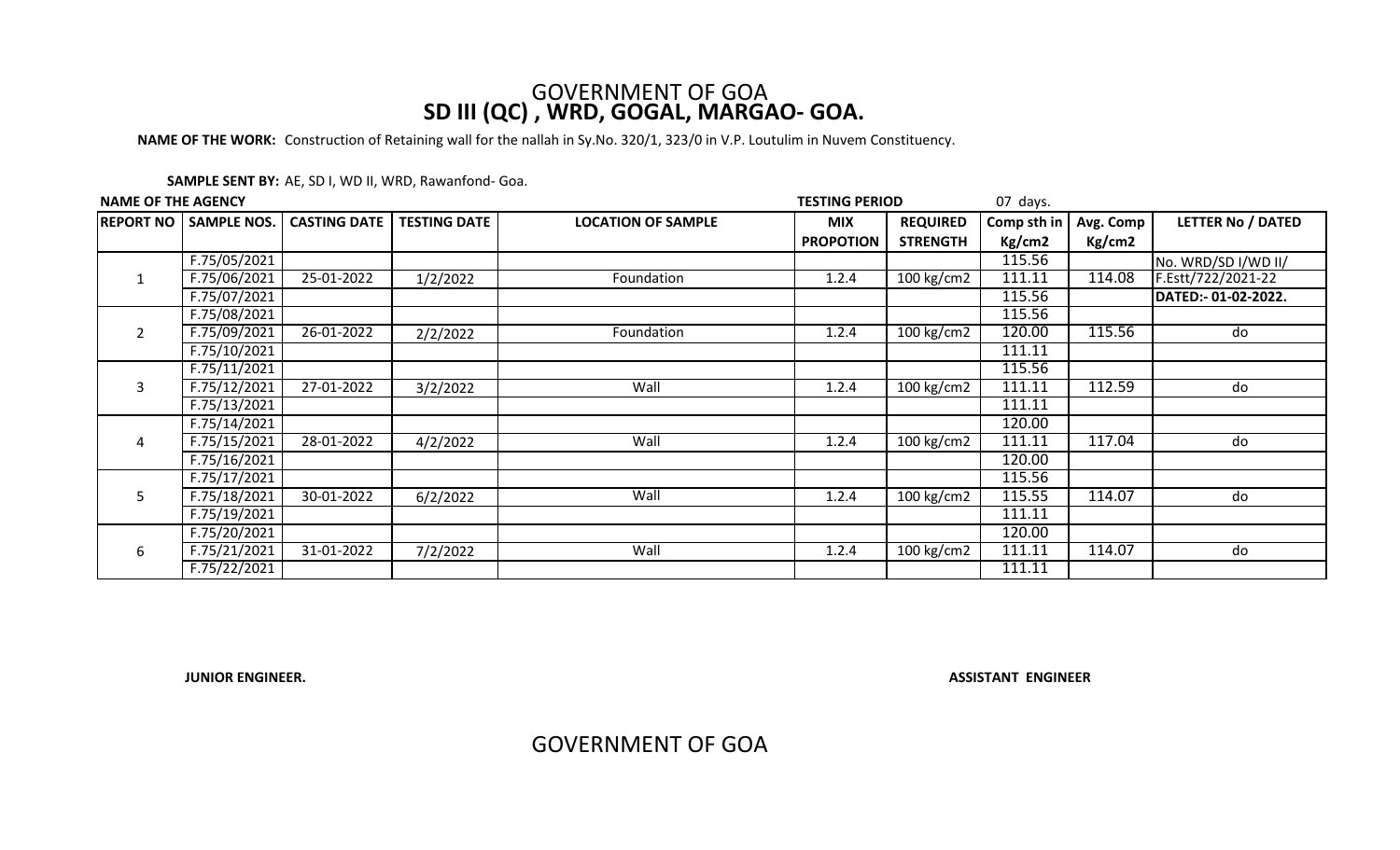# GOVERNMENT OF GOA
## SD III (QC) , WRD, GOGAL, MARGAO- GOA.

**NAME OF THE WORK:** Construction of Retaining wall for the nallah in Sy.No. 320/1, 323/0 in V.P. Loutulim in Nuvem Constituency.

**SAMPLE SENT BY:** AE, SD I, WD II, WRD, Rawanfond- Goa.

**NAME OF THE AGENCY** **TESTING PERIOD** 07 days.

| REPORT NO | SAMPLE NOS. | CASTING DATE | TESTING DATE | LOCATION OF SAMPLE | MIX PROPOTION | REQUIRED STRENGTH | Comp sth in Kg/cm2 | Avg. Comp Kg/cm2 | LETTER No / DATED |
|---|---|---|---|---|---|---|---|---|---|
| | F.75/05/2021 | | | | | | 115.56 | | No. WRD/SD I/WD II/ |
| 1 | F.75/06/2021 | 25-01-2022 | 1/2/2022 | Foundation | 1.2.4 | 100 kg/cm2 | 111.11 | 114.08 | F.Estt/722/2021-22 |
| | F.75/07/2021 | | | | | | 115.56 | | **DATED:- 01-02-2022.** |
| | F.75/08/2021 | | | | | | 115.56 | | |
| 2 | F.75/09/2021 | 26-01-2022 | 2/2/2022 | Foundation | 1.2.4 | 100 kg/cm2 | 120.00 | 115.56 | do |
| | F.75/10/2021 | | | | | | 111.11 | | |
| | F.75/11/2021 | | | | | | 115.56 | | |
| 3 | F.75/12/2021 | 27-01-2022 | 3/2/2022 | Wall | 1.2.4 | 100 kg/cm2 | 111.11 | 112.59 | do |
| | F.75/13/2021 | | | | | | 111.11 | | |
| | F.75/14/2021 | | | | | | 120.00 | | |
| 4 | F.75/15/2021 | 28-01-2022 | 4/2/2022 | Wall | 1.2.4 | 100 kg/cm2 | 111.11 | 117.04 | do |
| | F.75/16/2021 | | | | | | 120.00 | | |
| | F.75/17/2021 | | | | | | 115.56 | | |
| 5 | F.75/18/2021 | 30-01-2022 | 6/2/2022 | Wall | 1.2.4 | 100 kg/cm2 | 115.55 | 114.07 | do |
| | F.75/19/2021 | | | | | | 111.11 | | |
| | F.75/20/2021 | | | | | | 120.00 | | |
| 6 | F.75/21/2021 | 31-01-2022 | 7/2/2022 | Wall | 1.2.4 | 100 kg/cm2 | 111.11 | 114.07 | do |
| | F.75/22/2021 | | | | | | 111.11 | | |

**JUNIOR ENGINEER.** **ASSISTANT ENGINEER**

GOVERNMENT OF GOA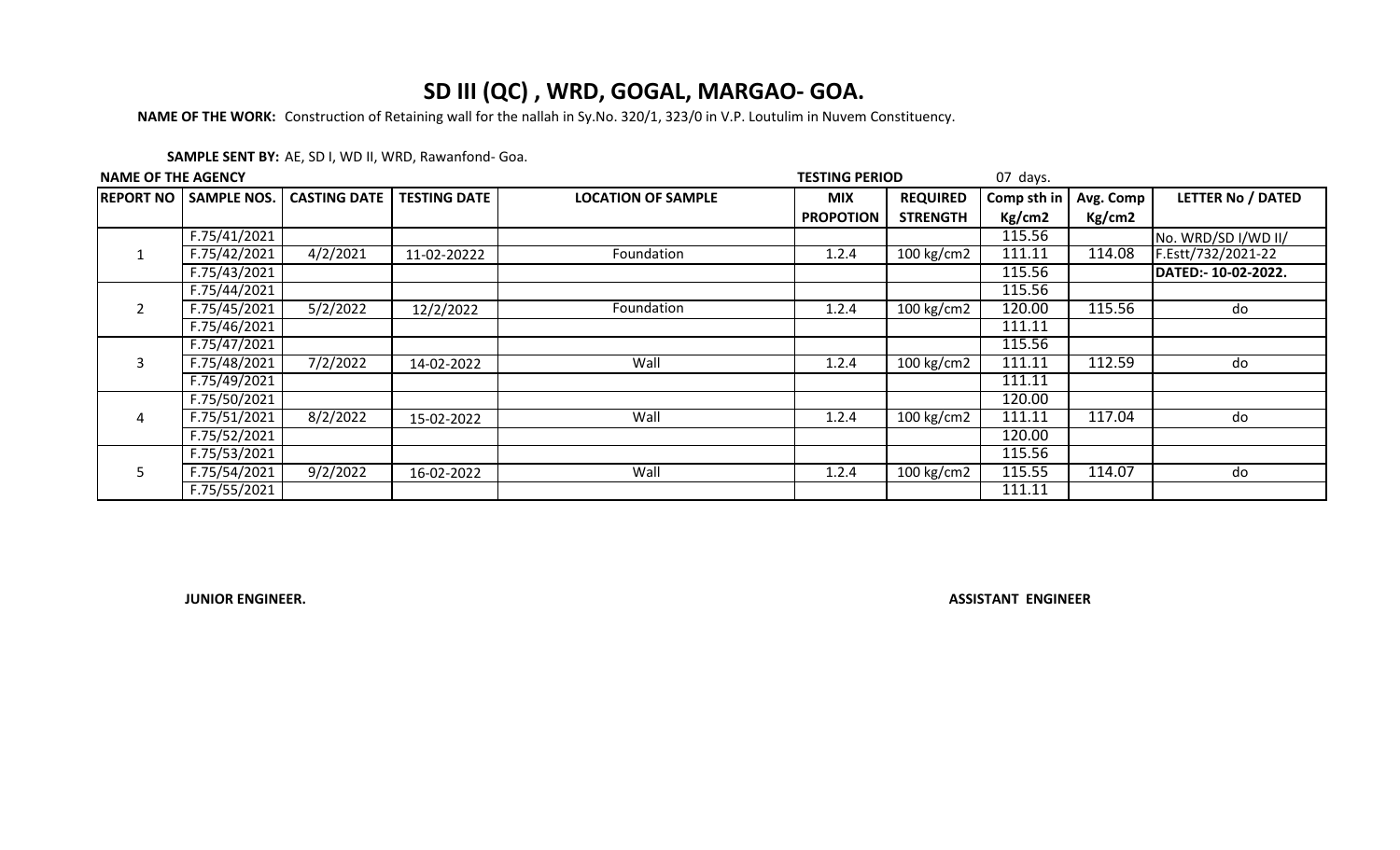# SD III (QC) , WRD, GOGAL, MARGAO- GOA.

**NAME OF THE WORK:** Construction of Retaining wall for the nallah in Sy.No. 320/1, 323/0 in V.P. Loutulim in Nuvem Constituency.

**SAMPLE SENT BY:** AE, SD I, WD II, WRD, Rawanfond- Goa.

**NAME OF THE AGENCY** **TESTING PERIOD** 07 days.

| REPORT NO | SAMPLE NOS. | CASTING DATE | TESTING DATE | LOCATION OF SAMPLE | MIX PROPOTION | REQUIRED STRENGTH | Comp sth in Kg/cm2 | Avg. Comp Kg/cm2 | LETTER No / DATED |
|---|---|---|---|---|---|---|---|---|---|
| | F.75/41/2021 | | | | | | 115.56 | | No. WRD/SD I/WD II/ |
| 1 | F.75/42/2021 | 4/2/2021 | 11-02-20222 | Foundation | 1.2.4 | 100 kg/cm2 | 111.11 | 114.08 | F.Estt/732/2021-22 |
| | F.75/43/2021 | | | | | | 115.56 | | **DATED:- 10-02-2022.** |
| | F.75/44/2021 | | | | | | 115.56 | | |
| 2 | F.75/45/2021 | 5/2/2022 | 12/2/2022 | Foundation | 1.2.4 | 100 kg/cm2 | 120.00 | 115.56 | do |
| | F.75/46/2021 | | | | | | 111.11 | | |
| | F.75/47/2021 | | | | | | 115.56 | | |
| 3 | F.75/48/2021 | 7/2/2022 | 14-02-2022 | Wall | 1.2.4 | 100 kg/cm2 | 111.11 | 112.59 | do |
| | F.75/49/2021 | | | | | | 111.11 | | |
| | F.75/50/2021 | | | | | | 120.00 | | |
| 4 | F.75/51/2021 | 8/2/2022 | 15-02-2022 | Wall | 1.2.4 | 100 kg/cm2 | 111.11 | 117.04 | do |
| | F.75/52/2021 | | | | | | 120.00 | | |
| | F.75/53/2021 | | | | | | 115.56 | | |
| 5 | F.75/54/2021 | 9/2/2022 | 16-02-2022 | Wall | 1.2.4 | 100 kg/cm2 | 115.55 | 114.07 | do |
| | F.75/55/2021 | | | | | | 111.11 | | |

**JUNIOR ENGINEER.** **ASSISTANT ENGINEER**